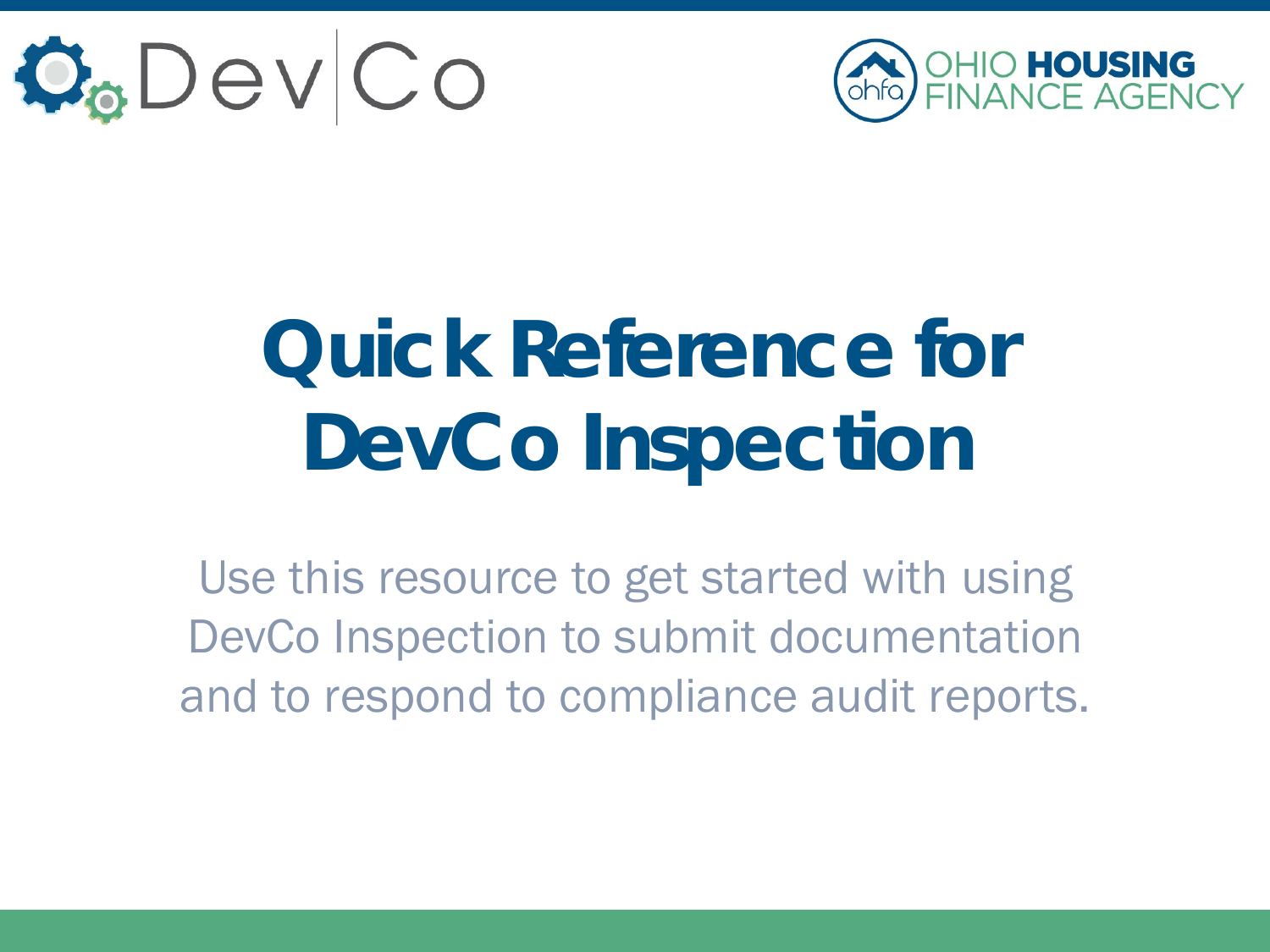DevCo

OHIO HOUSING FINANCE AGENCY

# Quick Reference for DevCo Inspection

Use this resource to get started with using DevCo Inspection to submit documentation and to respond to compliance audit reports.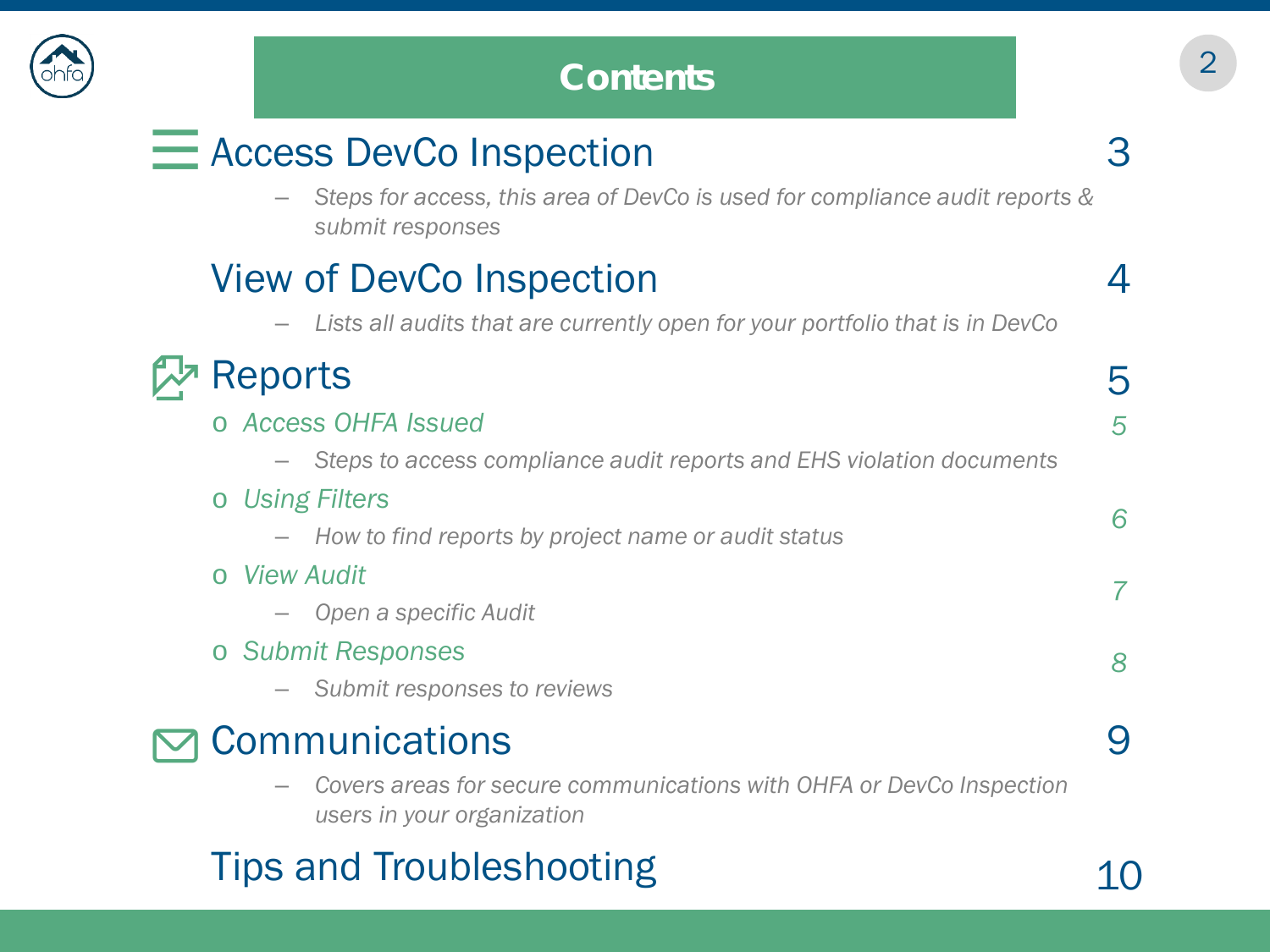# Contents

## Access DevCo Inspection — 3

– *Steps for access, this area of DevCo is used for compliance audit reports & submit responses*

## View of DevCo Inspection — 4

– *Lists all audits that are currently open for your portfolio that is in DevCo*

## Reports — 5

- *Access OHFA Issued* — *5*
  – *Steps to access compliance audit reports and EHS violation documents*
- *Using Filters* — *6*
  – *How to find reports by project name or audit status*
- *View Audit* — *7*
  – *Open a specific Audit*
- *Submit Responses* — *8*
  – *Submit responses to reviews*

## Communications — 9

– *Covers areas for secure communications with OHFA or DevCo Inspection users in your organization*

## Tips and Troubleshooting — 10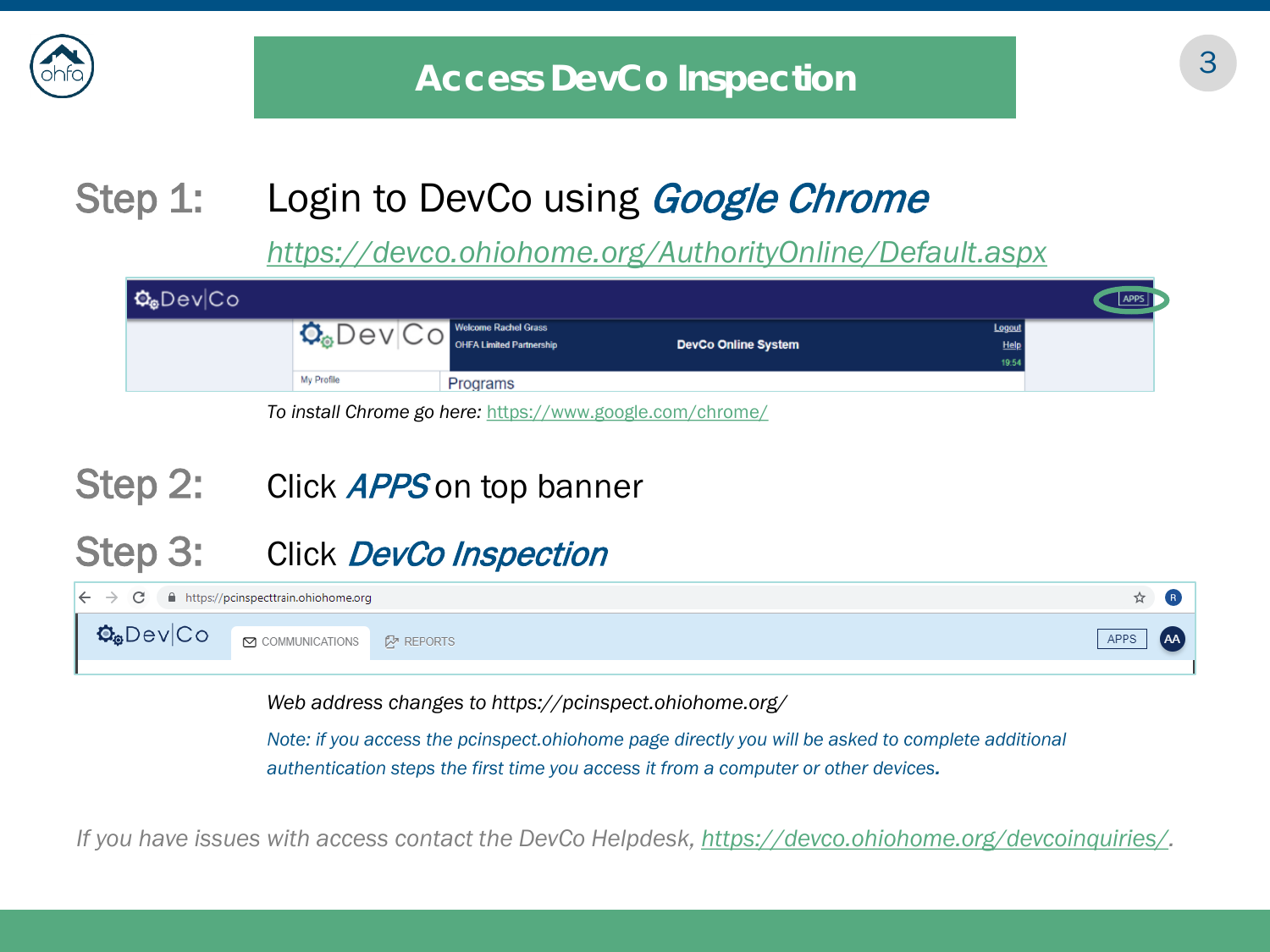# Access DevCo Inspection

**Step 1:** Login to DevCo using ***Google Chrome***

https://devco.ohiohome.org/AuthorityOnline/Default.aspx

*To install Chrome go here:* https://www.google.com/chrome/

**Step 2:** Click ***APPS*** on top banner

**Step 3:** Click ***DevCo Inspection***

*Web address changes to https://pcinspect.ohiohome.org/*

*Note: if you access the pcinspect.ohiohome page directly you will be asked to complete additional authentication steps the first time you access it from a computer or other devices.*

*If you have issues with access contact the DevCo Helpdesk,* https://devco.ohiohome.org/devcoinquiries/.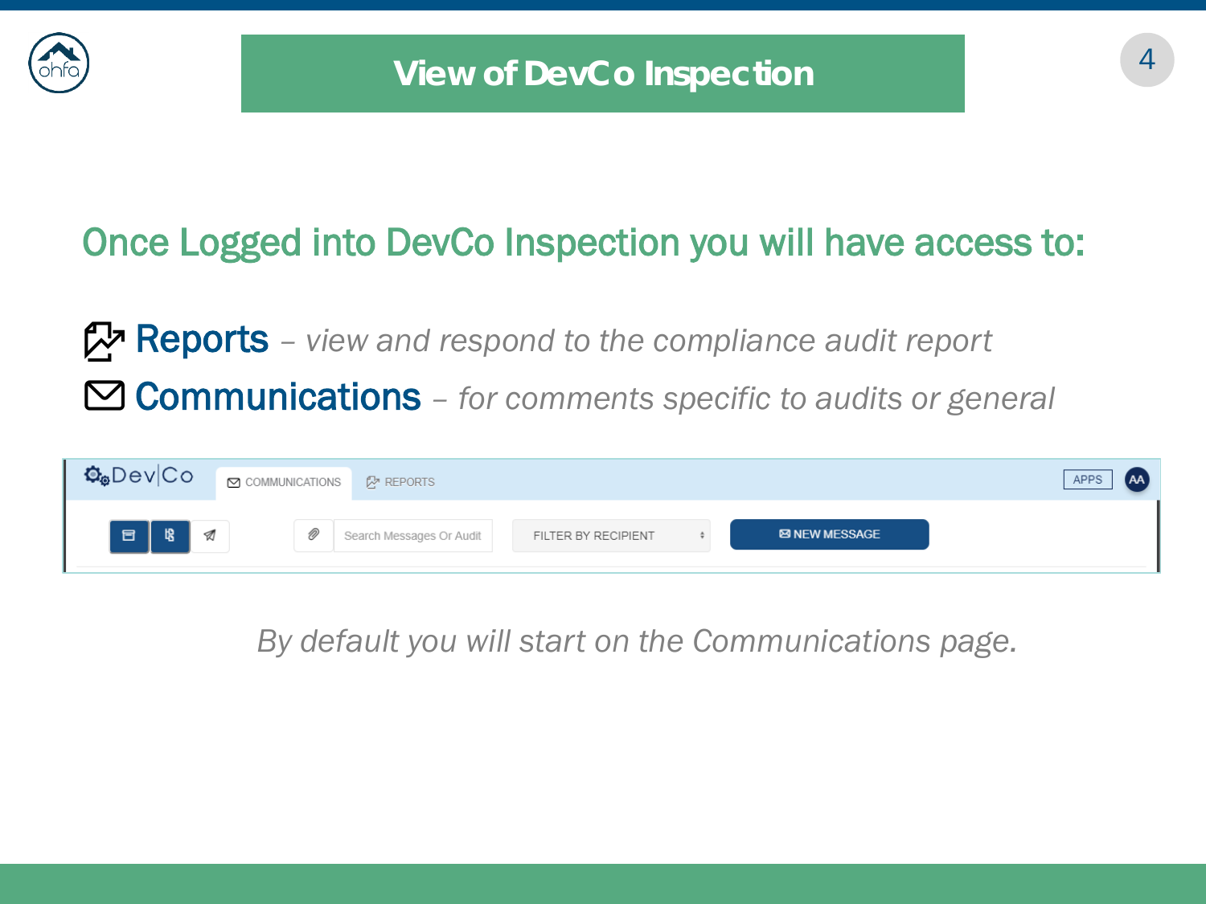# View of DevCo Inspection

## Once Logged into DevCo Inspection you will have access to:

- **Reports** – *view and respond to the compliance audit report*
- **Communications** – *for comments specific to audits or general*

DevCo | COMMUNICATIONS | REPORTS | APPS | AA

Search Messages Or Audit | FILTER BY RECIPIENT | NEW MESSAGE

*By default you will start on the Communications page.*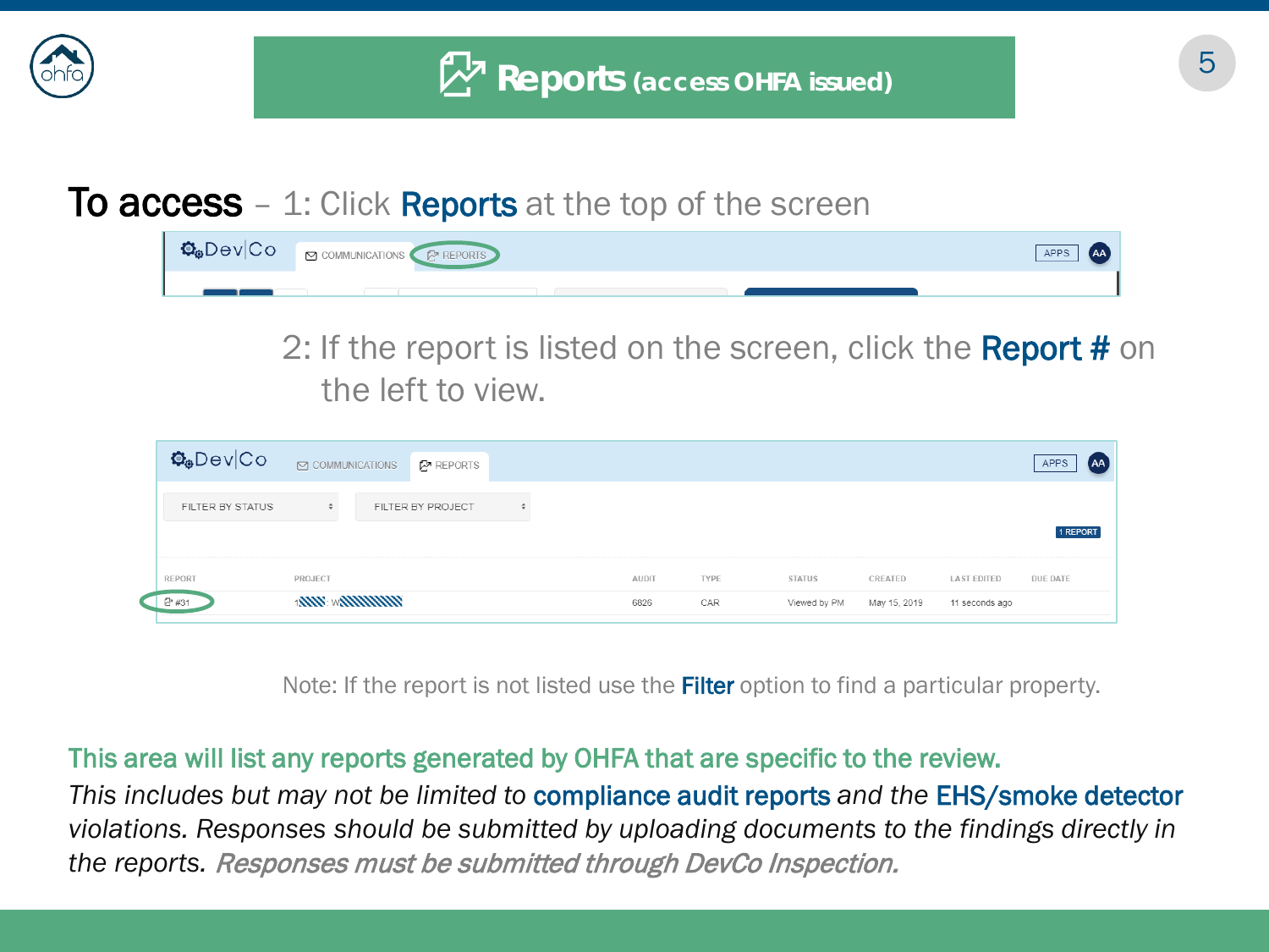# Reports (access OHFA issued)

**To access** – 1: Click **Reports** at the top of the screen

2: If the report is listed on the screen, click the **Report #** on the left to view.

Note: If the report is not listed use the **Filter** option to find a particular property.

**This area will list any reports generated by OHFA that are specific to the review.**

*This includes but may not be limited to* **compliance audit reports** *and the* **EHS/smoke detector** *violations. Responses should be submitted by uploading documents to the findings directly in the reports. Responses must be submitted through DevCo Inspection.*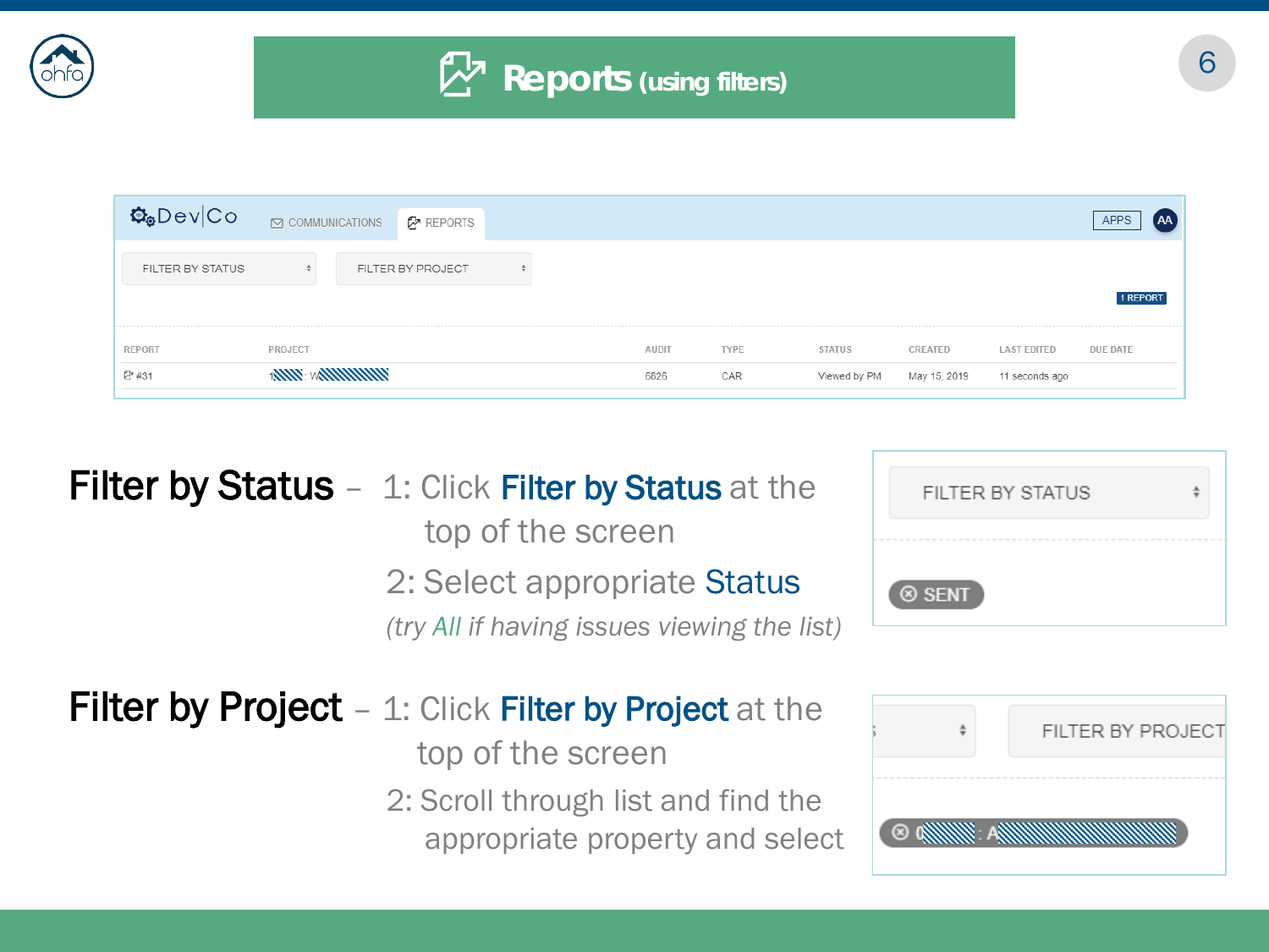# Reports (using filters)

**Filter by Status** – 1: Click **Filter by Status** at the top of the screen

2: Select appropriate **Status**

*(try All if having issues viewing the list)*

**Filter by Project** – 1: Click **Filter by Project** at the top of the screen

2: Scroll through list and find the appropriate property and select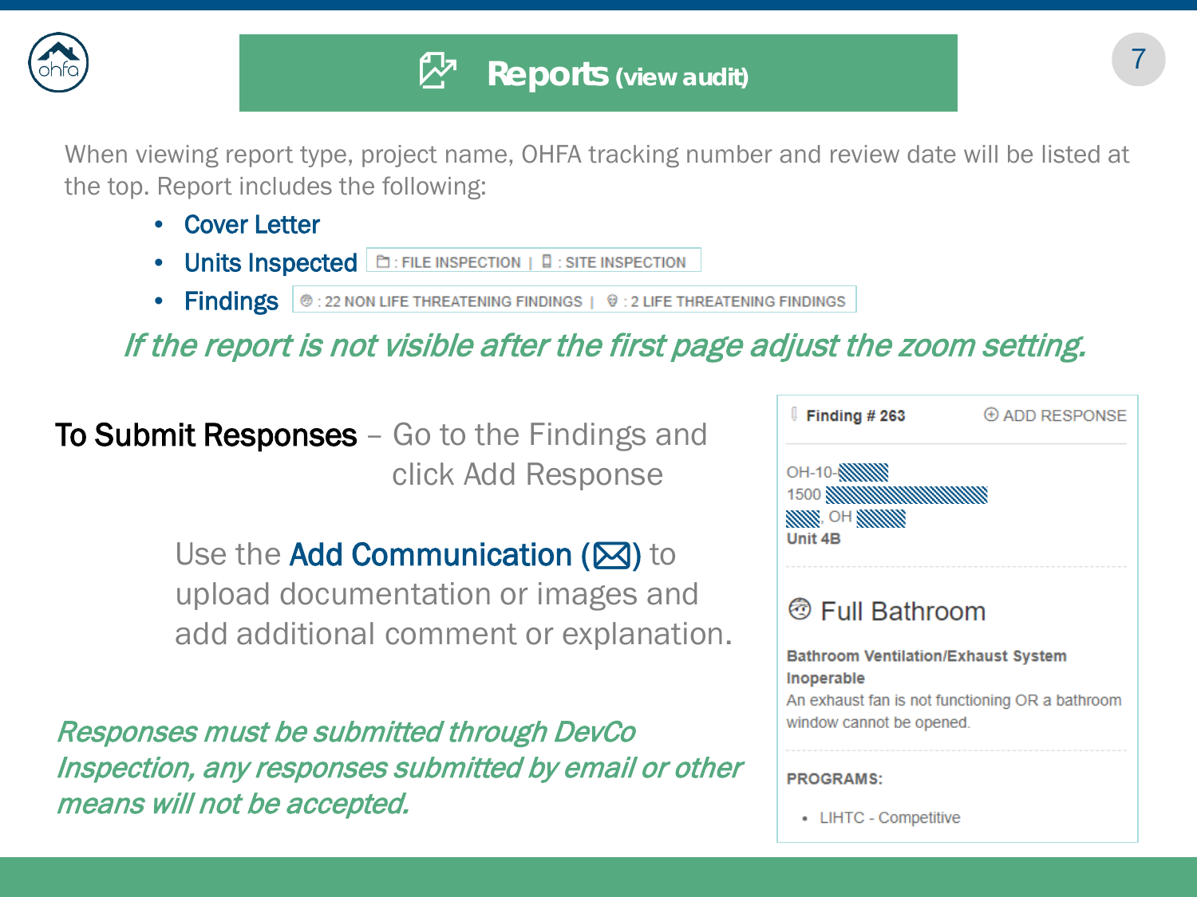# Reports (view audit)

When viewing report type, project name, OHFA tracking number and review date will be listed at the top. Report includes the following:

- Cover Letter
- Units Inspected — : FILE INSPECTION | : SITE INSPECTION
- Findings — : 22 NON LIFE THREATENING FINDINGS | : 2 LIFE THREATENING FINDINGS

*If the report is not visible after the first page adjust the zoom setting.*

**To Submit Responses** – Go to the Findings and click Add Response

Use the **Add Communication (✉)** to upload documentation or images and add additional comment or explanation.

*Responses must be submitted through DevCo Inspection, any responses submitted by email or other means will not be accepted.*

**Finding # 263** ⊕ ADD RESPONSE

OH-10-
1500
, OH
**Unit 4B**

Full Bathroom

**Bathroom Ventilation/Exhaust System Inoperable**
An exhaust fan is not functioning OR a bathroom window cannot be opened.

**PROGRAMS:**

- LIHTC - Competitive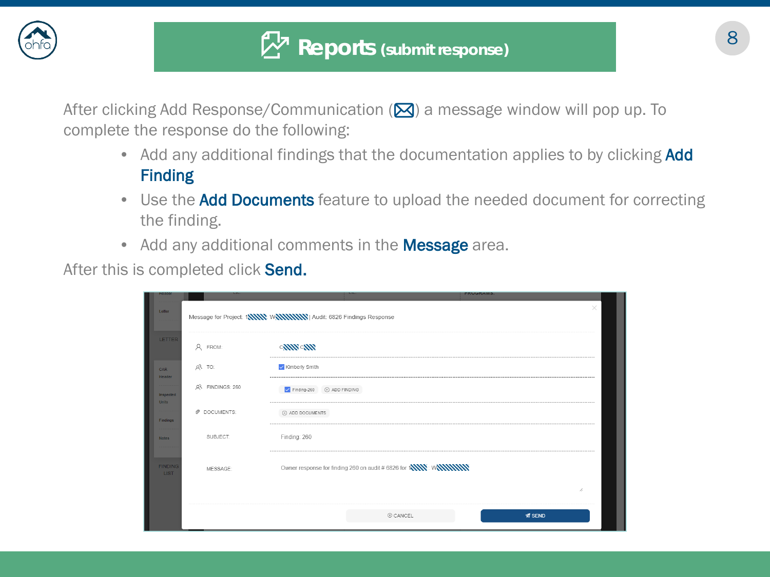# Reports (submit response)

After clicking Add Response/Communication (✉) a message window will pop up. To complete the response do the following:

- Add any additional findings that the documentation applies to by clicking **Add Finding**
- Use the **Add Documents** feature to upload the needed document for correcting the finding.
- Add any additional comments in the **Message** area.

After this is completed click **Send.**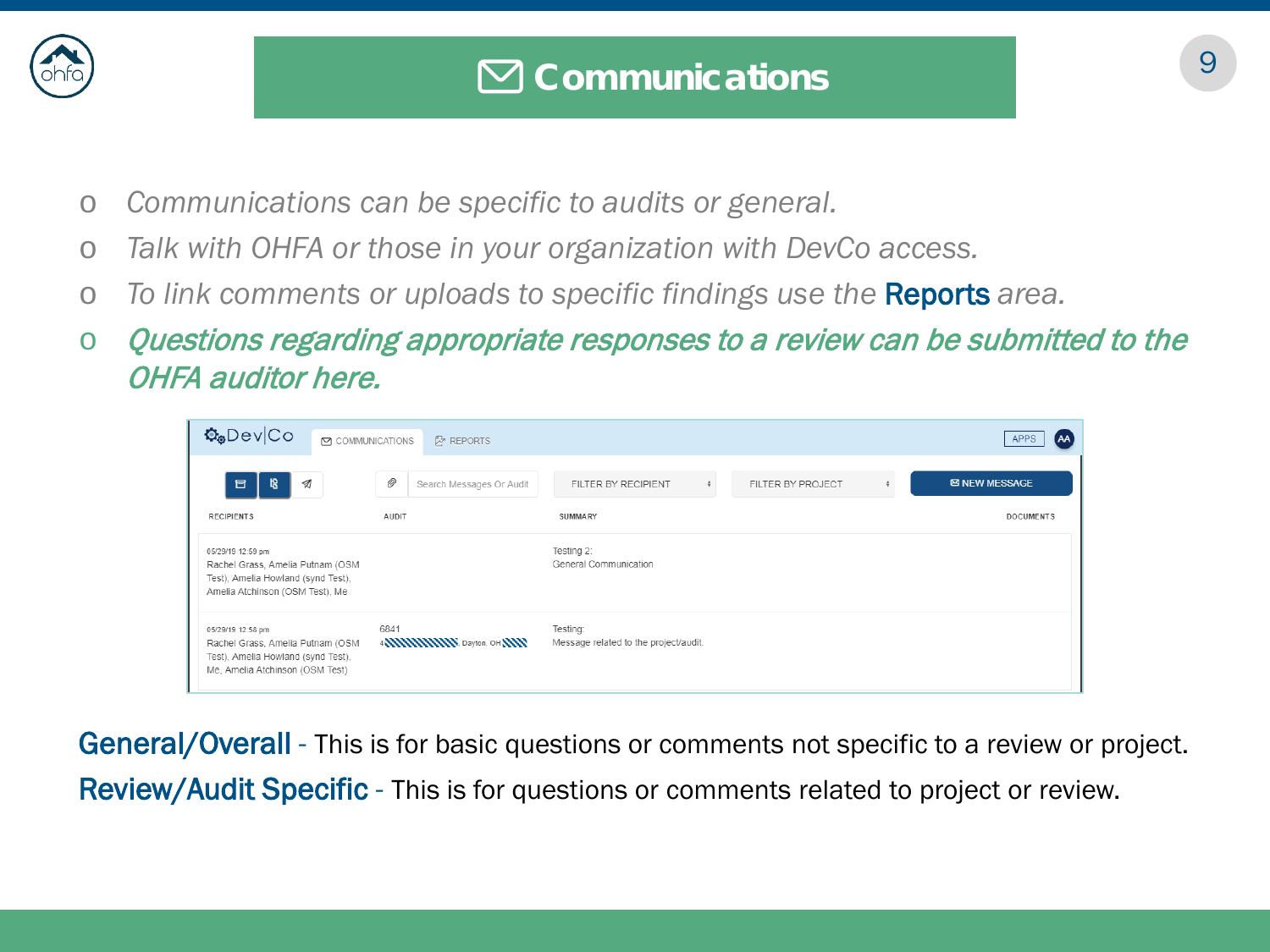# Communications

- *Communications can be specific to audits or general.*
- *Talk with OHFA or those in your organization with DevCo access.*
- *To link comments or uploads to specific findings use the* **Reports** *area.*
- ***Questions regarding appropriate responses to a review can be submitted to the OHFA auditor here.***

| RECIPIENTS | AUDIT | SUMMARY | DOCUMENTS |
|---|---|---|---|
| 05/29/19 12:59 pm Rachel Grass, Amelia Putnam (OSM Test), Amelia Howland (synd Test), Amelia Atchinson (OSM Test), Me | | Testing 2: General Communication | |
| 05/29/19 12:58 pm Rachel Grass, Amelia Putnam (OSM Test), Amelia Howland (synd Test), Me, Amelia Atchinson (OSM Test) | 6841 Dayton, OH | Testing: Message related to the project/audit. | |

**General/Overall** - This is for basic questions or comments not specific to a review or project.

**Review/Audit Specific** - This is for questions or comments related to project or review.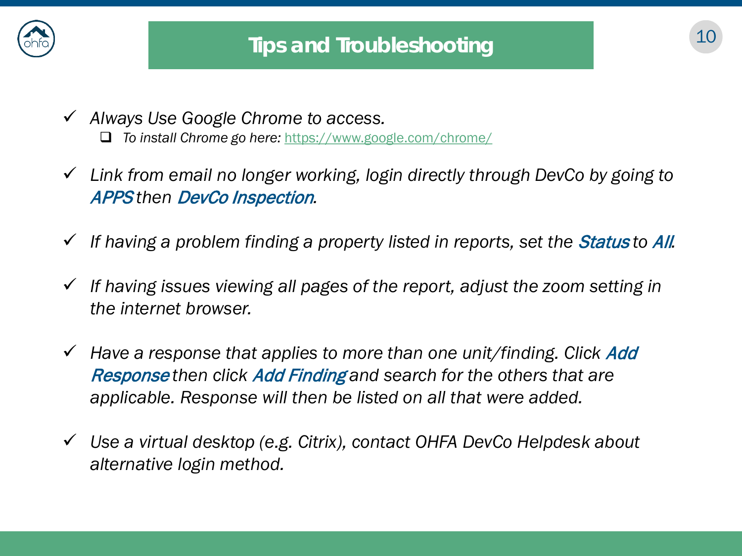# Tips and Troubleshooting

- ✓ *Always Use Google Chrome to access.*
  - ❑ *To install Chrome go here:* https://www.google.com/chrome/
- ✓ *Link from email no longer working, login directly through DevCo by going to* ***APPS*** *then* ***DevCo Inspection****.*
- ✓ *If having a problem finding a property listed in reports, set the* ***Status*** *to* ***All****.*
- ✓ *If having issues viewing all pages of the report, adjust the zoom setting in the internet browser.*
- ✓ *Have a response that applies to more than one unit/finding. Click* ***Add Response*** *then click* ***Add Finding*** *and search for the others that are applicable. Response will then be listed on all that were added.*
- ✓ *Use a virtual desktop (e.g. Citrix), contact OHFA DevCo Helpdesk about alternative login method.*